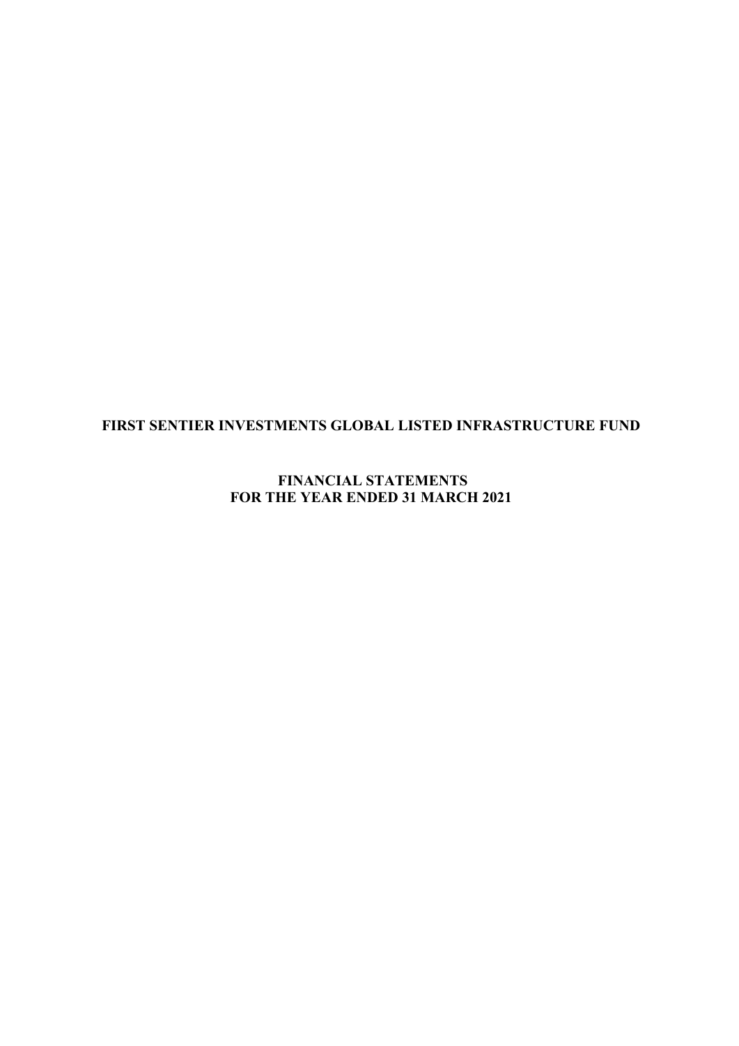# FIRST SENTIER INVESTMENTS GLOBAL LISTED INFRASTRUCTURE FUND

## FINANCIAL STATEMENTS
## FOR THE YEAR ENDED 31 MARCH 2021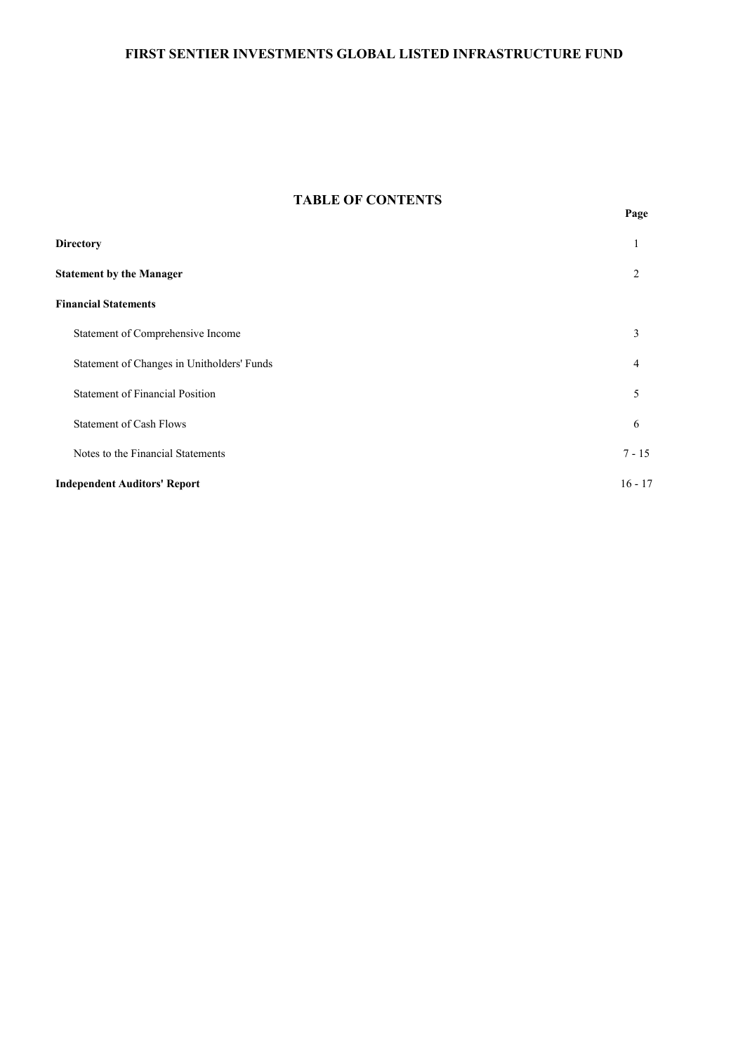# FIRST SENTIER INVESTMENTS GLOBAL LISTED INFRASTRUCTURE FUND

## TABLE OF CONTENTS

| | Page |
|---|---|
| **Directory** | 1 |
| **Statement by the Manager** | 2 |
| **Financial Statements** | |
| Statement of Comprehensive Income | 3 |
| Statement of Changes in Unitholders' Funds | 4 |
| Statement of Financial Position | 5 |
| Statement of Cash Flows | 6 |
| Notes to the Financial Statements | 7 - 15 |
| **Independent Auditors' Report** | 16 - 17 |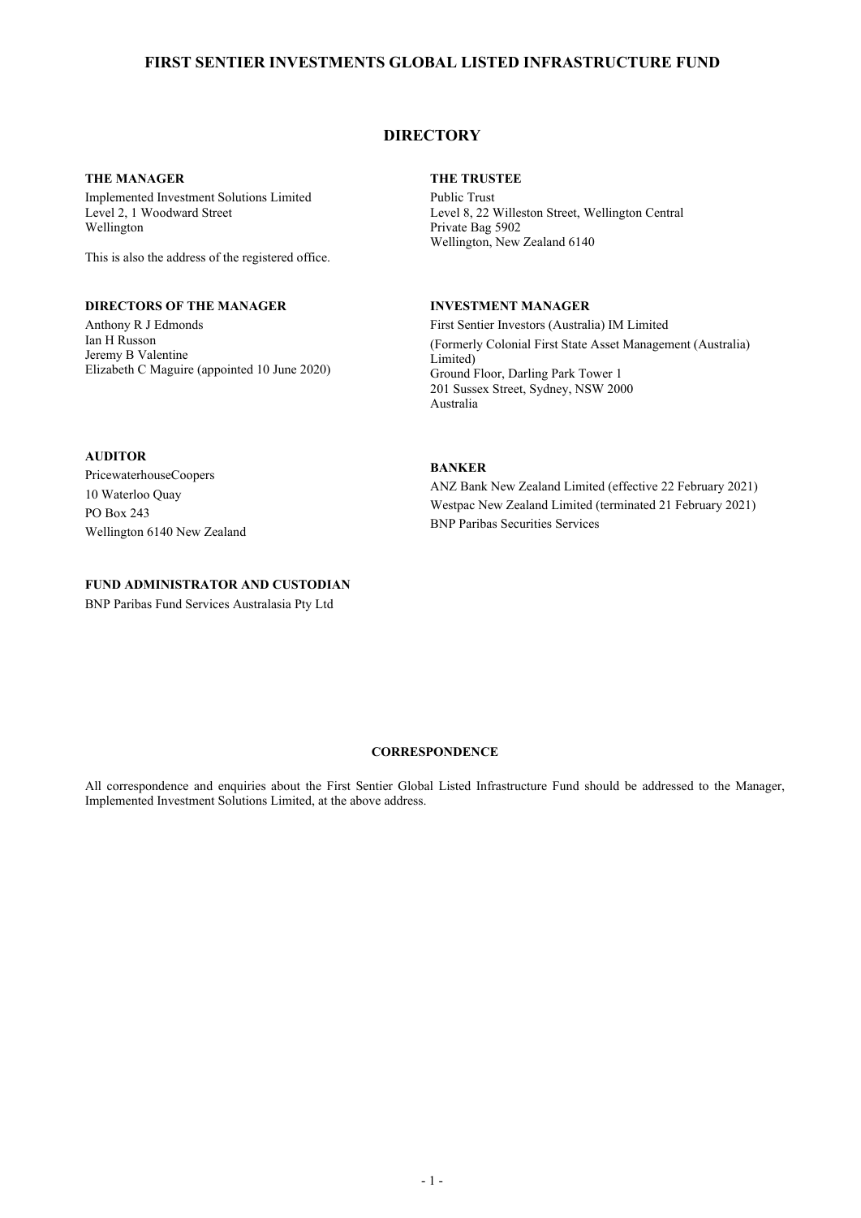# FIRST SENTIER INVESTMENTS GLOBAL LISTED INFRASTRUCTURE FUND

## DIRECTORY

**THE MANAGER**

Implemented Investment Solutions Limited
Level 2, 1 Woodward Street
Wellington

This is also the address of the registered office.

**THE TRUSTEE**

Public Trust
Level 8, 22 Willeston Street, Wellington Central
Private Bag 5902
Wellington, New Zealand 6140

**DIRECTORS OF THE MANAGER**

Anthony R J Edmonds
Ian H Russon
Jeremy B Valentine
Elizabeth C Maguire (appointed 10 June 2020)

**INVESTMENT MANAGER**

First Sentier Investors (Australia) IM Limited
(Formerly Colonial First State Asset Management (Australia) Limited)
Ground Floor, Darling Park Tower 1
201 Sussex Street, Sydney, NSW 2000
Australia

**AUDITOR**

PricewaterhouseCoopers
10 Waterloo Quay
PO Box 243
Wellington 6140 New Zealand

**BANKER**

ANZ Bank New Zealand Limited (effective 22 February 2021)
Westpac New Zealand Limited (terminated 21 February 2021)
BNP Paribas Securities Services

**FUND ADMINISTRATOR AND CUSTODIAN**

BNP Paribas Fund Services Australasia Pty Ltd

**CORRESPONDENCE**

All correspondence and enquiries about the First Sentier Global Listed Infrastructure Fund should be addressed to the Manager, Implemented Investment Solutions Limited, at the above address.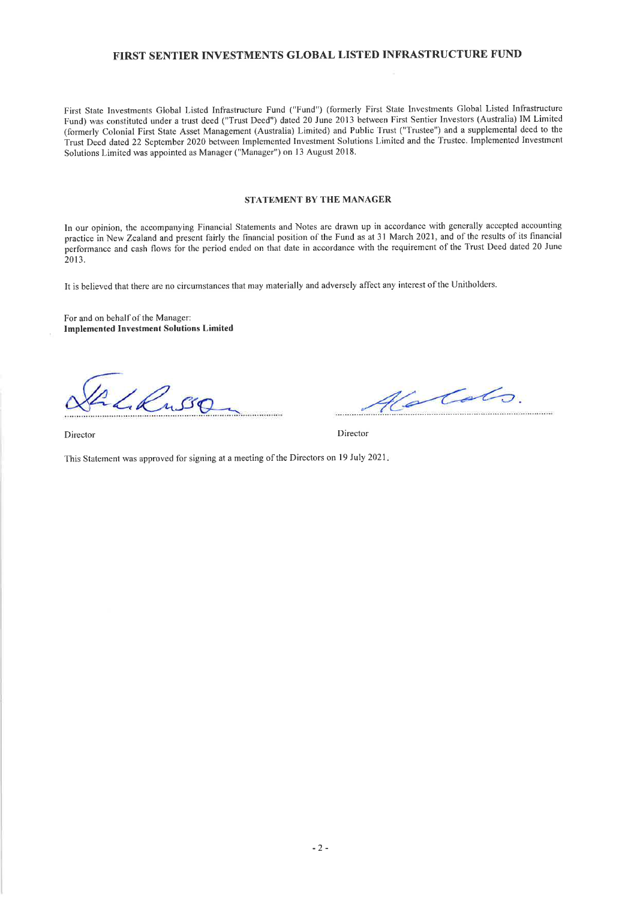# FIRST SENTIER INVESTMENTS GLOBAL LISTED INFRASTRUCTURE FUND

First State Investments Global Listed Infrastructure Fund ("Fund") (formerly First State Investments Global Listed Infrastructure Fund) was constituted under a trust deed ("Trust Deed") dated 20 June 2013 between First Sentier Investors (Australia) IM Limited (formerly Colonial First State Asset Management (Australia) Limited) and Public Trust ("Trustee") and a supplemental deed to the Trust Deed dated 22 September 2020 between Implemented Investment Solutions Limited and the Trustee. Implemented Investment Solutions Limited was appointed as Manager ("Manager") on 13 August 2018.

## STATEMENT BY THE MANAGER

In our opinion, the accompanying Financial Statements and Notes are drawn up in accordance with generally accepted accounting practice in New Zealand and present fairly the financial position of the Fund as at 31 March 2021, and of the results of its financial performance and cash flows for the period ended on that date in accordance with the requirement of the Trust Deed dated 20 June 2013.

It is believed that there are no circumstances that may materially and adversely affect any interest of the Unitholders.

For and on behalf of the Manager:
**Implemented Investment Solutions Limited**

Director

Director

This Statement was approved for signing at a meeting of the Directors on 19 July 2021.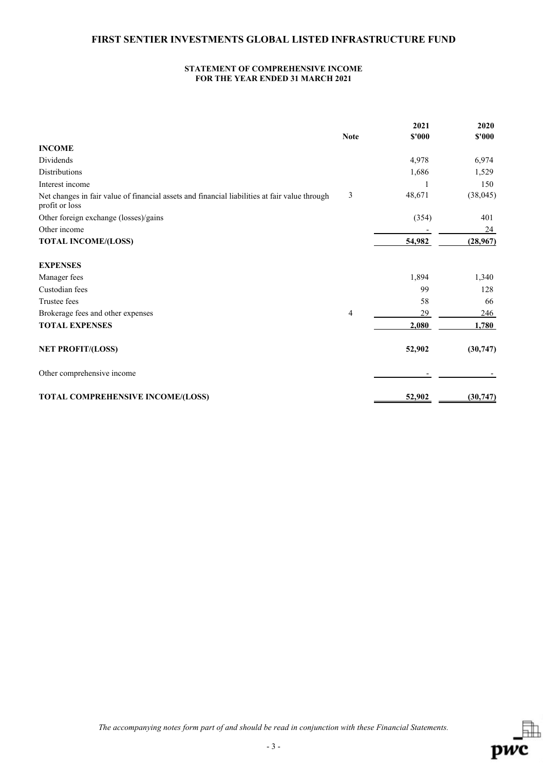# FIRST SENTIER INVESTMENTS GLOBAL LISTED INFRASTRUCTURE FUND

## STATEMENT OF COMPREHENSIVE INCOME
## FOR THE YEAR ENDED 31 MARCH 2021

| | Note | 2021 $'000 | 2020 $'000 |
|---|---|---|---|
| **INCOME** | | | |
| Dividends | | 4,978 | 6,974 |
| Distributions | | 1,686 | 1,529 |
| Interest income | | 1 | 150 |
| Net changes in fair value of financial assets and financial liabilities at fair value through profit or loss | 3 | 48,671 | (38,045) |
| Other foreign exchange (losses)/gains | | (354) | 401 |
| Other income | | - | 24 |
| **TOTAL INCOME/(LOSS)** | | **54,982** | **(28,967)** |
| | | | |
| **EXPENSES** | | | |
| Manager fees | | 1,894 | 1,340 |
| Custodian fees | | 99 | 128 |
| Trustee fees | | 58 | 66 |
| Brokerage fees and other expenses | 4 | 29 | 246 |
| **TOTAL EXPENSES** | | **2,080** | **1,780** |
| | | | |
| **NET PROFIT/(LOSS)** | | **52,902** | **(30,747)** |
| | | | |
| Other comprehensive income | | - | - |
| | | | |
| **TOTAL COMPREHENSIVE INCOME/(LOSS)** | | **52,902** | **(30,747)** |

*The accompanying notes form part of and should be read in conjunction with these Financial Statements.*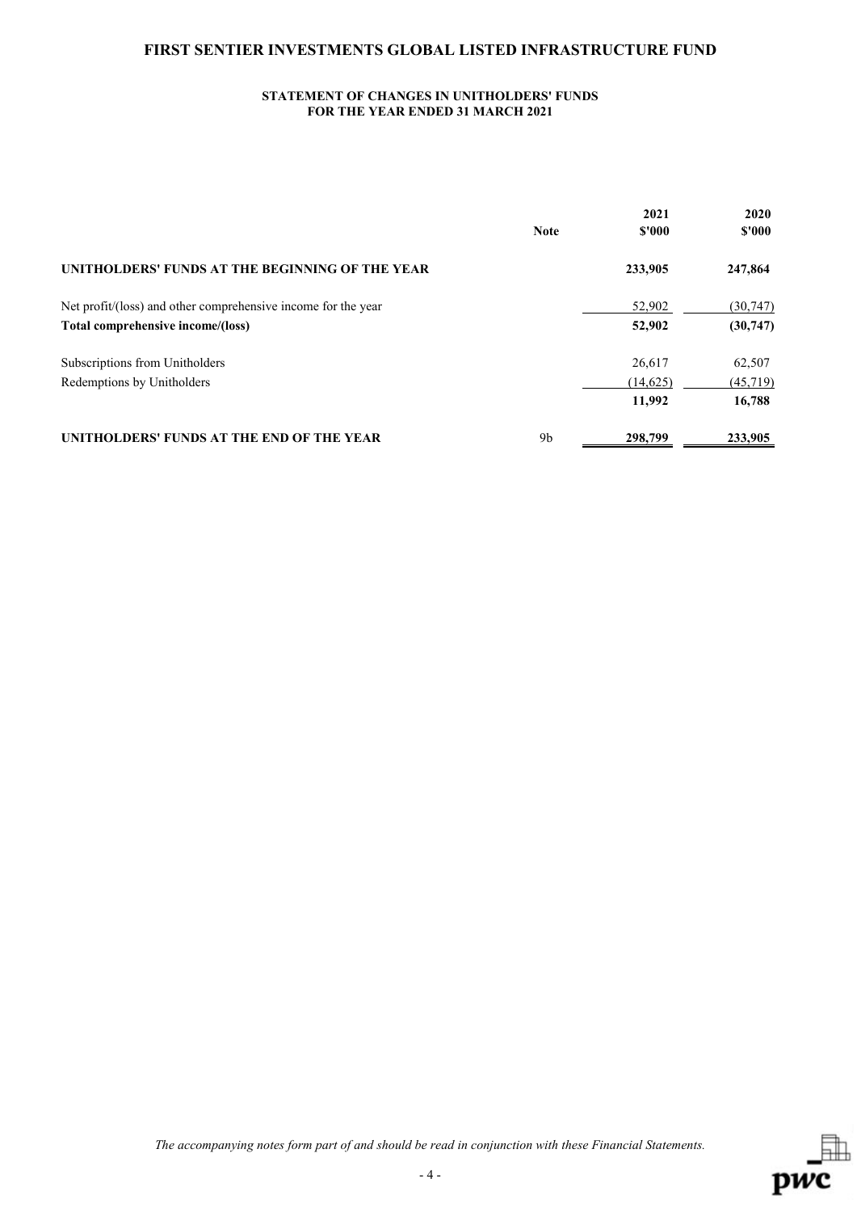# FIRST SENTIER INVESTMENTS GLOBAL LISTED INFRASTRUCTURE FUND

## STATEMENT OF CHANGES IN UNITHOLDERS' FUNDS
## FOR THE YEAR ENDED 31 MARCH 2021

| | Note | 2021<br>$'000 | 2020<br>$'000 |
|---|---|---|---|
| **UNITHOLDERS' FUNDS AT THE BEGINNING OF THE YEAR** | | **233,905** | **247,864** |
| Net profit/(loss) and other comprehensive income for the year | | 52,902 | (30,747) |
| **Total comprehensive income/(loss)** | | **52,902** | **(30,747)** |
| Subscriptions from Unitholders | | 26,617 | 62,507 |
| Redemptions by Unitholders | | (14,625) | (45,719) |
| | | **11,992** | **16,788** |
| **UNITHOLDERS' FUNDS AT THE END OF THE YEAR** | 9b | **298,799** | **233,905** |

*The accompanying notes form part of and should be read in conjunction with these Financial Statements.*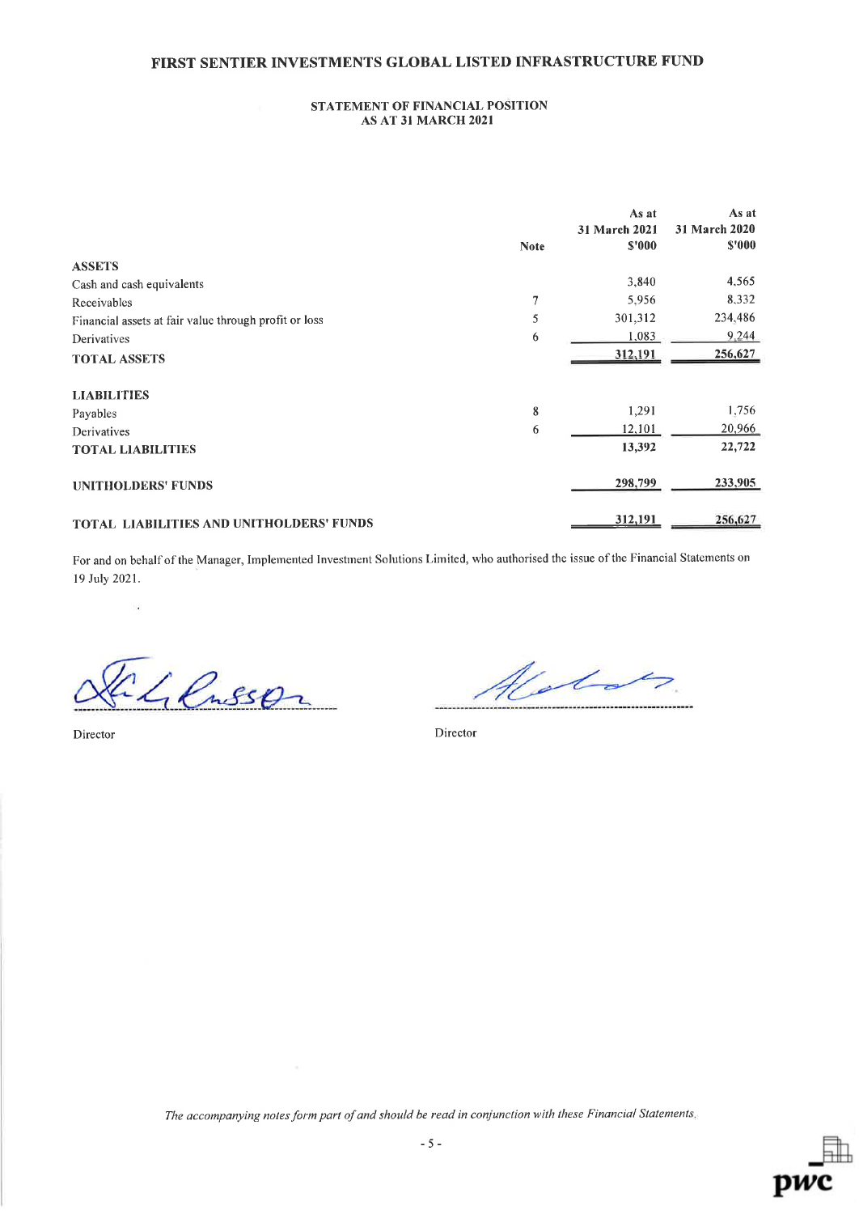# FIRST SENTIER INVESTMENTS GLOBAL LISTED INFRASTRUCTURE FUND

## STATEMENT OF FINANCIAL POSITION
## AS AT 31 MARCH 2021

| | Note | As at 31 March 2021 $'000 | As at 31 March 2020 $'000 |
|---|---|---|---|
| **ASSETS** | | | |
| Cash and cash equivalents | | 3,840 | 4,565 |
| Receivables | 7 | 5,956 | 8,332 |
| Financial assets at fair value through profit or loss | 5 | 301,312 | 234,486 |
| Derivatives | 6 | 1,083 | 9,244 |
| **TOTAL ASSETS** | | **312,191** | **256,627** |
| | | | |
| **LIABILITIES** | | | |
| Payables | 8 | 1,291 | 1,756 |
| Derivatives | 6 | 12,101 | 20,966 |
| **TOTAL LIABILITIES** | | **13,392** | **22,722** |
| | | | |
| **UNITHOLDERS' FUNDS** | | **298,799** | **233,905** |
| | | | |
| **TOTAL LIABILITIES AND UNITHOLDERS' FUNDS** | | **312,191** | **256,627** |

For and on behalf of the Manager, Implemented Investment Solutions Limited, who authorised the issue of the Financial Statements on 19 July 2021.

Director

Director

*The accompanying notes form part of and should be read in conjunction with these Financial Statements.*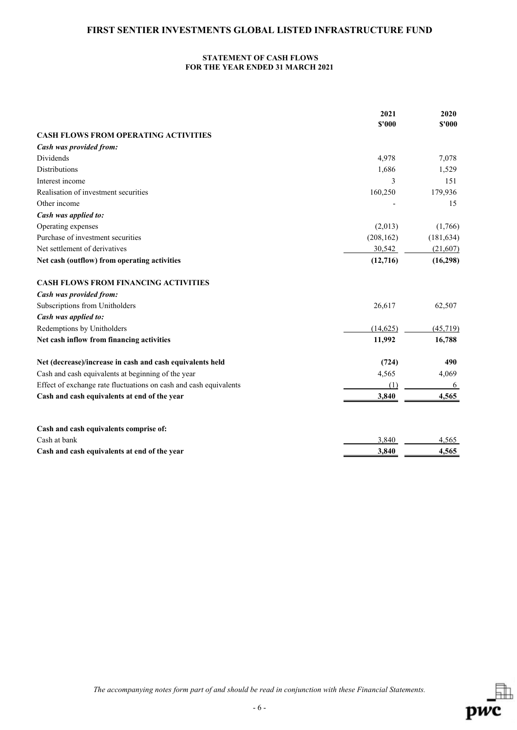# FIRST SENTIER INVESTMENTS GLOBAL LISTED INFRASTRUCTURE FUND

## STATEMENT OF CASH FLOWS
## FOR THE YEAR ENDED 31 MARCH 2021

| | 2021<br>$'000 | 2020<br>$'000 |
|---|---|---|
| **CASH FLOWS FROM OPERATING ACTIVITIES** | | |
| ***Cash was provided from:*** | | |
| Dividends | 4,978 | 7,078 |
| Distributions | 1,686 | 1,529 |
| Interest income | 3 | 151 |
| Realisation of investment securities | 160,250 | 179,936 |
| Other income | - | 15 |
| ***Cash was applied to:*** | | |
| Operating expenses | (2,013) | (1,766) |
| Purchase of investment securities | (208,162) | (181,634) |
| Net settlement of derivatives | 30,542 | (21,607) |
| **Net cash (outflow) from operating activities** | **(12,716)** | **(16,298)** |
| | | |
| **CASH FLOWS FROM FINANCING ACTIVITIES** | | |
| ***Cash was provided from:*** | | |
| Subscriptions from Unitholders | 26,617 | 62,507 |
| ***Cash was applied to:*** | | |
| Redemptions by Unitholders | (14,625) | (45,719) |
| **Net cash inflow from financing activities** | **11,992** | **16,788** |
| | | |
| **Net (decrease)/increase in cash and cash equivalents held** | **(724)** | **490** |
| Cash and cash equivalents at beginning of the year | 4,565 | 4,069 |
| Effect of exchange rate fluctuations on cash and cash equivalents | (1) | 6 |
| **Cash and cash equivalents at end of the year** | **3,840** | **4,565** |
| | | |
| **Cash and cash equivalents comprise of:** | | |
| Cash at bank | 3,840 | 4,565 |
| **Cash and cash equivalents at end of the year** | **3,840** | **4,565** |

*The accompanying notes form part of and should be read in conjunction with these Financial Statements.*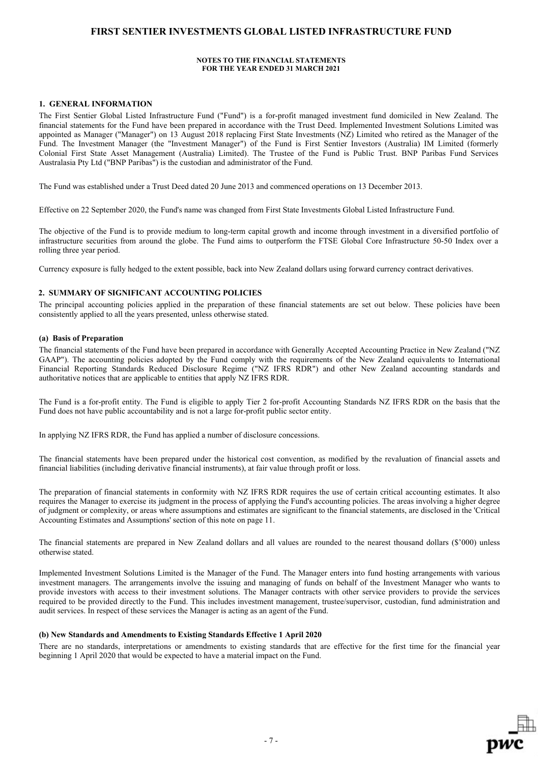# FIRST SENTIER INVESTMENTS GLOBAL LISTED INFRASTRUCTURE FUND

**NOTES TO THE FINANCIAL STATEMENTS**
**FOR THE YEAR ENDED 31 MARCH 2021**

## 1. GENERAL INFORMATION

The First Sentier Global Listed Infrastructure Fund ("Fund") is a for-profit managed investment fund domiciled in New Zealand. The financial statements for the Fund have been prepared in accordance with the Trust Deed. Implemented Investment Solutions Limited was appointed as Manager ("Manager") on 13 August 2018 replacing First State Investments (NZ) Limited who retired as the Manager of the Fund. The Investment Manager (the "Investment Manager") of the Fund is First Sentier Investors (Australia) IM Limited (formerly Colonial First State Asset Management (Australia) Limited). The Trustee of the Fund is Public Trust. BNP Paribas Fund Services Australasia Pty Ltd ("BNP Paribas") is the custodian and administrator of the Fund.

The Fund was established under a Trust Deed dated 20 June 2013 and commenced operations on 13 December 2013.

Effective on 22 September 2020, the Fund's name was changed from First State Investments Global Listed Infrastructure Fund.

The objective of the Fund is to provide medium to long-term capital growth and income through investment in a diversified portfolio of infrastructure securities from around the globe. The Fund aims to outperform the FTSE Global Core Infrastructure 50-50 Index over a rolling three year period.

Currency exposure is fully hedged to the extent possible, back into New Zealand dollars using forward currency contract derivatives.

## 2. SUMMARY OF SIGNIFICANT ACCOUNTING POLICIES

The principal accounting policies applied in the preparation of these financial statements are set out below. These policies have been consistently applied to all the years presented, unless otherwise stated.

### (a) Basis of Preparation

The financial statements of the Fund have been prepared in accordance with Generally Accepted Accounting Practice in New Zealand ("NZ GAAP"). The accounting policies adopted by the Fund comply with the requirements of the New Zealand equivalents to International Financial Reporting Standards Reduced Disclosure Regime ("NZ IFRS RDR") and other New Zealand accounting standards and authoritative notices that are applicable to entities that apply NZ IFRS RDR.

The Fund is a for-profit entity. The Fund is eligible to apply Tier 2 for-profit Accounting Standards NZ IFRS RDR on the basis that the Fund does not have public accountability and is not a large for-profit public sector entity.

In applying NZ IFRS RDR, the Fund has applied a number of disclosure concessions.

The financial statements have been prepared under the historical cost convention, as modified by the revaluation of financial assets and financial liabilities (including derivative financial instruments), at fair value through profit or loss.

The preparation of financial statements in conformity with NZ IFRS RDR requires the use of certain critical accounting estimates. It also requires the Manager to exercise its judgment in the process of applying the Fund's accounting policies. The areas involving a higher degree of judgment or complexity, or areas where assumptions and estimates are significant to the financial statements, are disclosed in the 'Critical Accounting Estimates and Assumptions' section of this note on page 11.

The financial statements are prepared in New Zealand dollars and all values are rounded to the nearest thousand dollars ($'000) unless otherwise stated.

Implemented Investment Solutions Limited is the Manager of the Fund. The Manager enters into fund hosting arrangements with various investment managers. The arrangements involve the issuing and managing of funds on behalf of the Investment Manager who wants to provide investors with access to their investment solutions. The Manager contracts with other service providers to provide the services required to be provided directly to the Fund. This includes investment management, trustee/supervisor, custodian, fund administration and audit services. In respect of these services the Manager is acting as an agent of the Fund.

### (b) New Standards and Amendments to Existing Standards Effective 1 April 2020

There are no standards, interpretations or amendments to existing standards that are effective for the first time for the financial year beginning 1 April 2020 that would be expected to have a material impact on the Fund.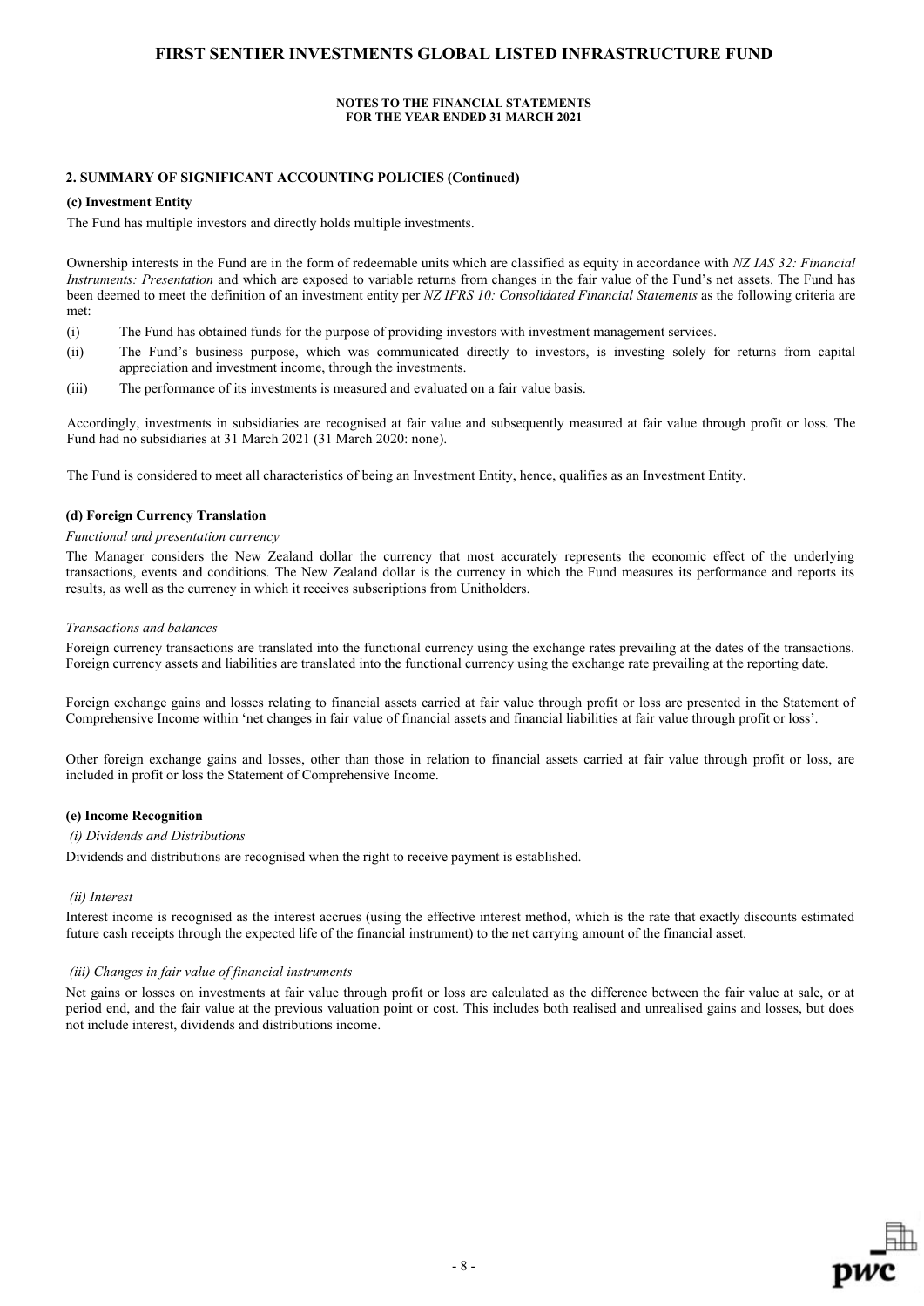## 2. SUMMARY OF SIGNIFICANT ACCOUNTING POLICIES (Continued)

### (c) Investment Entity

The Fund has multiple investors and directly holds multiple investments.

Ownership interests in the Fund are in the form of redeemable units which are classified as equity in accordance with *NZ IAS 32: Financial Instruments: Presentation* and which are exposed to variable returns from changes in the fair value of the Fund's net assets. The Fund has been deemed to meet the definition of an investment entity per *NZ IFRS 10: Consolidated Financial Statements* as the following criteria are met:

(i) The Fund has obtained funds for the purpose of providing investors with investment management services.

(ii) The Fund's business purpose, which was communicated directly to investors, is investing solely for returns from capital appreciation and investment income, through the investments.

(iii) The performance of its investments is measured and evaluated on a fair value basis.

Accordingly, investments in subsidiaries are recognised at fair value and subsequently measured at fair value through profit or loss. The Fund had no subsidiaries at 31 March 2021 (31 March 2020: none).

The Fund is considered to meet all characteristics of being an Investment Entity, hence, qualifies as an Investment Entity.

### (d) Foreign Currency Translation

*Functional and presentation currency*

The Manager considers the New Zealand dollar the currency that most accurately represents the economic effect of the underlying transactions, events and conditions. The New Zealand dollar is the currency in which the Fund measures its performance and reports its results, as well as the currency in which it receives subscriptions from Unitholders.

*Transactions and balances*

Foreign currency transactions are translated into the functional currency using the exchange rates prevailing at the dates of the transactions. Foreign currency assets and liabilities are translated into the functional currency using the exchange rate prevailing at the reporting date.

Foreign exchange gains and losses relating to financial assets carried at fair value through profit or loss are presented in the Statement of Comprehensive Income within 'net changes in fair value of financial assets and financial liabilities at fair value through profit or loss'.

Other foreign exchange gains and losses, other than those in relation to financial assets carried at fair value through profit or loss, are included in profit or loss the Statement of Comprehensive Income.

### (e) Income Recognition

*(i) Dividends and Distributions*

Dividends and distributions are recognised when the right to receive payment is established.

*(ii) Interest*

Interest income is recognised as the interest accrues (using the effective interest method, which is the rate that exactly discounts estimated future cash receipts through the expected life of the financial instrument) to the net carrying amount of the financial asset.

*(iii) Changes in fair value of financial instruments*

Net gains or losses on investments at fair value through profit or loss are calculated as the difference between the fair value at sale, or at period end, and the fair value at the previous valuation point or cost. This includes both realised and unrealised gains and losses, but does not include interest, dividends and distributions income.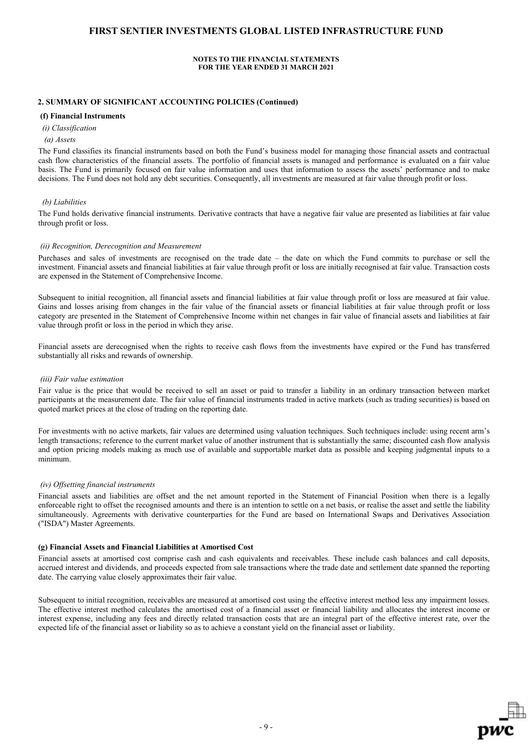## 2. SUMMARY OF SIGNIFICANT ACCOUNTING POLICIES (Continued)

### (f) Financial Instruments

*(i) Classification*

*(a) Assets*

The Fund classifies its financial instruments based on both the Fund's business model for managing those financial assets and contractual cash flow characteristics of the financial assets. The portfolio of financial assets is managed and performance is evaluated on a fair value basis. The Fund is primarily focused on fair value information and uses that information to assess the assets' performance and to make decisions. The Fund does not hold any debt securities. Consequently, all investments are measured at fair value through profit or loss.

*(b) Liabilities*

The Fund holds derivative financial instruments. Derivative contracts that have a negative fair value are presented as liabilities at fair value through profit or loss.

*(ii) Recognition, Derecognition and Measurement*

Purchases and sales of investments are recognised on the trade date – the date on which the Fund commits to purchase or sell the investment. Financial assets and financial liabilities at fair value through profit or loss are initially recognised at fair value. Transaction costs are expensed in the Statement of Comprehensive Income.

Subsequent to initial recognition, all financial assets and financial liabilities at fair value through profit or loss are measured at fair value. Gains and losses arising from changes in the fair value of the financial assets or financial liabilities at fair value through profit or loss category are presented in the Statement of Comprehensive Income within net changes in fair value of financial assets and liabilities at fair value through profit or loss in the period in which they arise.

Financial assets are derecognised when the rights to receive cash flows from the investments have expired or the Fund has transferred substantially all risks and rewards of ownership.

*(iii) Fair value estimation*

Fair value is the price that would be received to sell an asset or paid to transfer a liability in an ordinary transaction between market participants at the measurement date. The fair value of financial instruments traded in active markets (such as trading securities) is based on quoted market prices at the close of trading on the reporting date.

For investments with no active markets, fair values are determined using valuation techniques. Such techniques include: using recent arm's length transactions; reference to the current market value of another instrument that is substantially the same; discounted cash flow analysis and option pricing models making as much use of available and supportable market data as possible and keeping judgmental inputs to a minimum.

*(iv) Offsetting financial instruments*

Financial assets and liabilities are offset and the net amount reported in the Statement of Financial Position when there is a legally enforceable right to offset the recognised amounts and there is an intention to settle on a net basis, or realise the asset and settle the liability simultaneously. Agreements with derivative counterparties for the Fund are based on International Swaps and Derivatives Association ("ISDA") Master Agreements.

### (g) Financial Assets and Financial Liabilities at Amortised Cost

Financial assets at amortised cost comprise cash and cash equivalents and receivables. These include cash balances and call deposits, accrued interest and dividends, and proceeds expected from sale transactions where the trade date and settlement date spanned the reporting date. The carrying value closely approximates their fair value.

Subsequent to initial recognition, receivables are measured at amortised cost using the effective interest method less any impairment losses. The effective interest method calculates the amortised cost of a financial asset or financial liability and allocates the interest income or interest expense, including any fees and directly related transaction costs that are an integral part of the effective interest rate, over the expected life of the financial asset or liability so as to achieve a constant yield on the financial asset or liability.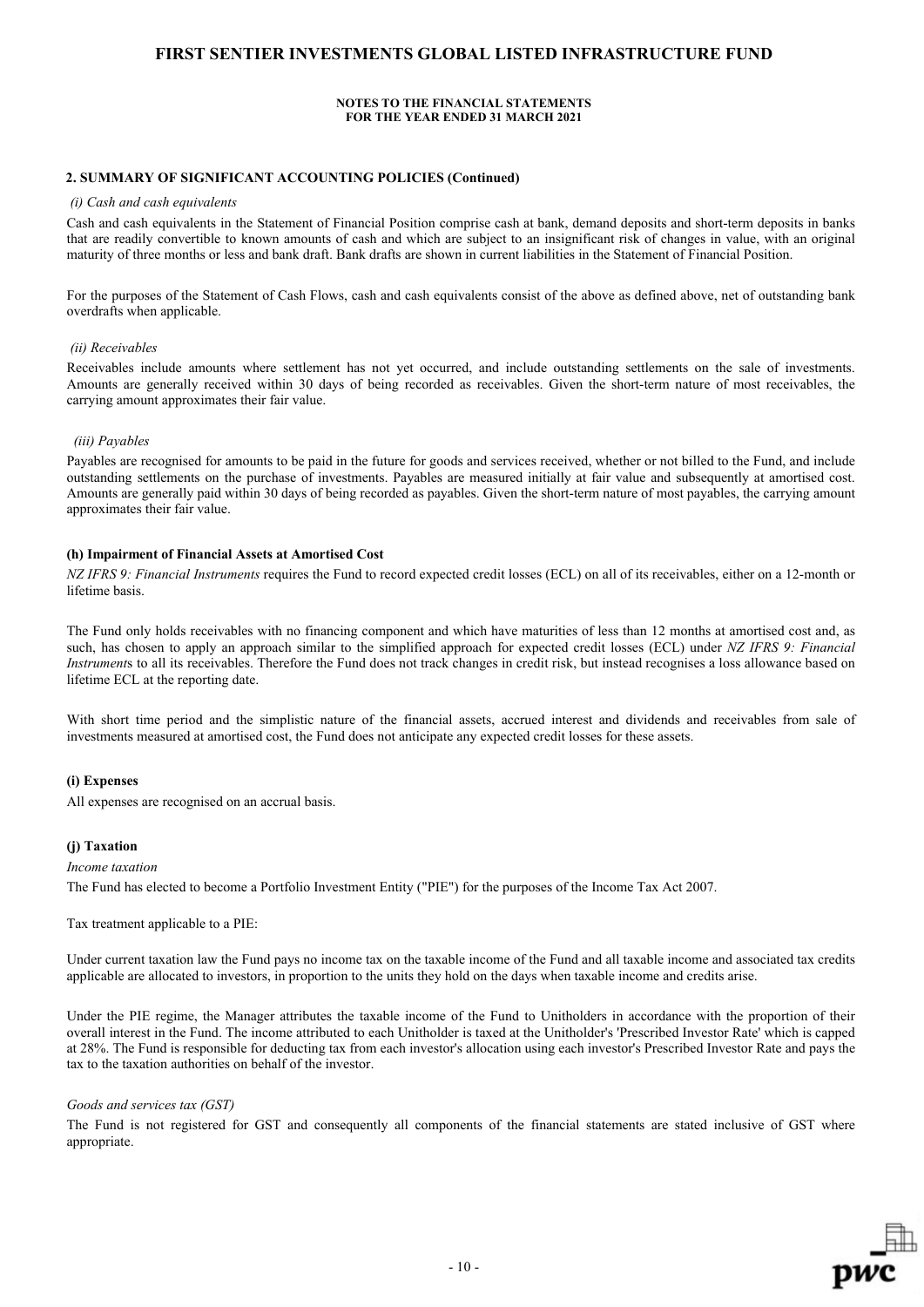**NOTES TO THE FINANCIAL STATEMENTS**
**FOR THE YEAR ENDED 31 MARCH 2021**

**2. SUMMARY OF SIGNIFICANT ACCOUNTING POLICIES (Continued)**

*(i) Cash and cash equivalents*

Cash and cash equivalents in the Statement of Financial Position comprise cash at bank, demand deposits and short-term deposits in banks that are readily convertible to known amounts of cash and which are subject to an insignificant risk of changes in value, with an original maturity of three months or less and bank draft. Bank drafts are shown in current liabilities in the Statement of Financial Position.

For the purposes of the Statement of Cash Flows, cash and cash equivalents consist of the above as defined above, net of outstanding bank overdrafts when applicable.

*(ii) Receivables*

Receivables include amounts where settlement has not yet occurred, and include outstanding settlements on the sale of investments. Amounts are generally received within 30 days of being recorded as receivables. Given the short-term nature of most receivables, the carrying amount approximates their fair value.

*(iii) Payables*

Payables are recognised for amounts to be paid in the future for goods and services received, whether or not billed to the Fund, and include outstanding settlements on the purchase of investments. Payables are measured initially at fair value and subsequently at amortised cost. Amounts are generally paid within 30 days of being recorded as payables. Given the short-term nature of most payables, the carrying amount approximates their fair value.

**(h) Impairment of Financial Assets at Amortised Cost**

*NZ IFRS 9: Financial Instruments* requires the Fund to record expected credit losses (ECL) on all of its receivables, either on a 12-month or lifetime basis.

The Fund only holds receivables with no financing component and which have maturities of less than 12 months at amortised cost and, as such, has chosen to apply an approach similar to the simplified approach for expected credit losses (ECL) under *NZ IFRS 9: Financial Instrument*s to all its receivables. Therefore the Fund does not track changes in credit risk, but instead recognises a loss allowance based on lifetime ECL at the reporting date.

With short time period and the simplistic nature of the financial assets, accrued interest and dividends and receivables from sale of investments measured at amortised cost, the Fund does not anticipate any expected credit losses for these assets.

**(i) Expenses**

All expenses are recognised on an accrual basis.

**(j) Taxation**

*Income taxation*

The Fund has elected to become a Portfolio Investment Entity ("PIE") for the purposes of the Income Tax Act 2007.

Tax treatment applicable to a PIE:

Under current taxation law the Fund pays no income tax on the taxable income of the Fund and all taxable income and associated tax credits applicable are allocated to investors, in proportion to the units they hold on the days when taxable income and credits arise.

Under the PIE regime, the Manager attributes the taxable income of the Fund to Unitholders in accordance with the proportion of their overall interest in the Fund. The income attributed to each Unitholder is taxed at the Unitholder's 'Prescribed Investor Rate' which is capped at 28%. The Fund is responsible for deducting tax from each investor's allocation using each investor's Prescribed Investor Rate and pays the tax to the taxation authorities on behalf of the investor.

*Goods and services tax (GST)*

The Fund is not registered for GST and consequently all components of the financial statements are stated inclusive of GST where appropriate.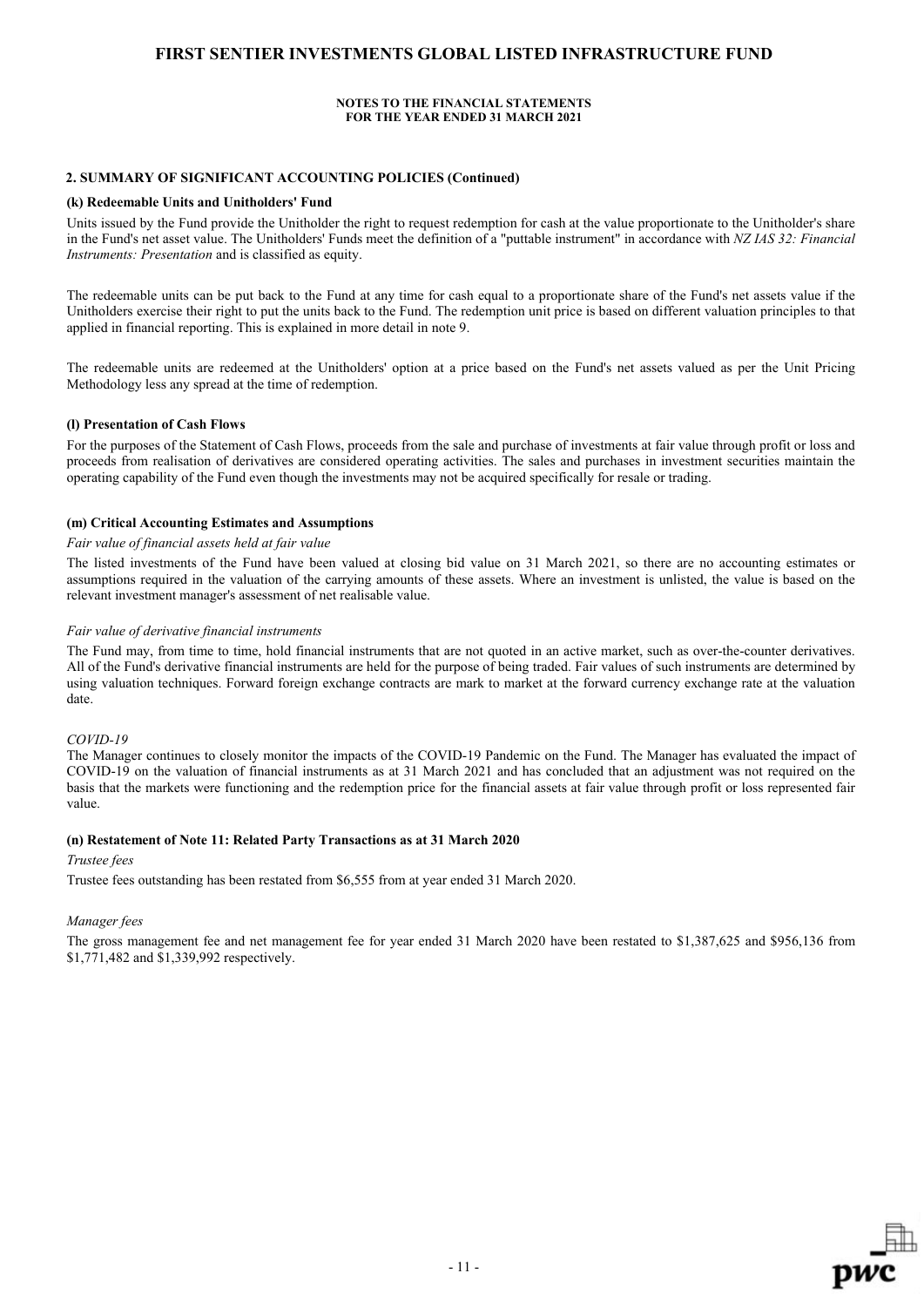# FIRST SENTIER INVESTMENTS GLOBAL LISTED INFRASTRUCTURE FUND

**NOTES TO THE FINANCIAL STATEMENTS**
**FOR THE YEAR ENDED 31 MARCH 2021**

## 2. SUMMARY OF SIGNIFICANT ACCOUNTING POLICIES (Continued)

### (k) Redeemable Units and Unitholders' Fund

Units issued by the Fund provide the Unitholder the right to request redemption for cash at the value proportionate to the Unitholder's share in the Fund's net asset value. The Unitholders' Funds meet the definition of a "puttable instrument" in accordance with *NZ IAS 32: Financial Instruments: Presentation* and is classified as equity.

The redeemable units can be put back to the Fund at any time for cash equal to a proportionate share of the Fund's net assets value if the Unitholders exercise their right to put the units back to the Fund. The redemption unit price is based on different valuation principles to that applied in financial reporting. This is explained in more detail in note 9.

The redeemable units are redeemed at the Unitholders' option at a price based on the Fund's net assets valued as per the Unit Pricing Methodology less any spread at the time of redemption.

### (l) Presentation of Cash Flows

For the purposes of the Statement of Cash Flows, proceeds from the sale and purchase of investments at fair value through profit or loss and proceeds from realisation of derivatives are considered operating activities. The sales and purchases in investment securities maintain the operating capability of the Fund even though the investments may not be acquired specifically for resale or trading.

### (m) Critical Accounting Estimates and Assumptions

*Fair value of financial assets held at fair value*

The listed investments of the Fund have been valued at closing bid value on 31 March 2021, so there are no accounting estimates or assumptions required in the valuation of the carrying amounts of these assets. Where an investment is unlisted, the value is based on the relevant investment manager's assessment of net realisable value.

*Fair value of derivative financial instruments*

The Fund may, from time to time, hold financial instruments that are not quoted in an active market, such as over-the-counter derivatives. All of the Fund's derivative financial instruments are held for the purpose of being traded. Fair values of such instruments are determined by using valuation techniques. Forward foreign exchange contracts are mark to market at the forward currency exchange rate at the valuation date.

*COVID-19*

The Manager continues to closely monitor the impacts of the COVID-19 Pandemic on the Fund. The Manager has evaluated the impact of COVID-19 on the valuation of financial instruments as at 31 March 2021 and has concluded that an adjustment was not required on the basis that the markets were functioning and the redemption price for the financial assets at fair value through profit or loss represented fair value.

### (n) Restatement of Note 11: Related Party Transactions as at 31 March 2020

*Trustee fees*

Trustee fees outstanding has been restated from $6,555 from at year ended 31 March 2020.

*Manager fees*

The gross management fee and net management fee for year ended 31 March 2020 have been restated to $1,387,625 and $956,136 from $1,771,482 and $1,339,992 respectively.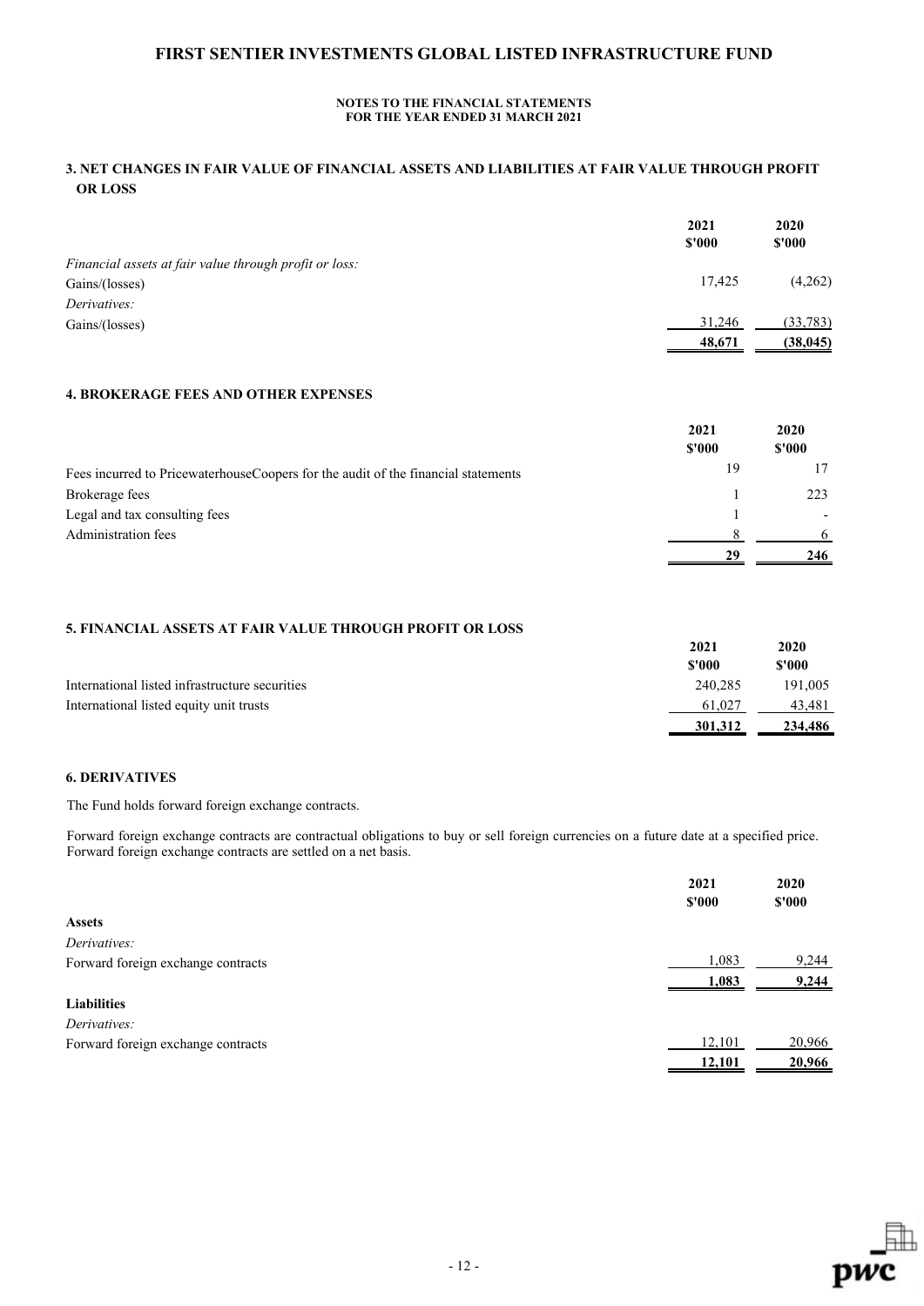# FIRST SENTIER INVESTMENTS GLOBAL LISTED INFRASTRUCTURE FUND

**NOTES TO THE FINANCIAL STATEMENTS**
**FOR THE YEAR ENDED 31 MARCH 2021**

## 3. NET CHANGES IN FAIR VALUE OF FINANCIAL ASSETS AND LIABILITIES AT FAIR VALUE THROUGH PROFIT OR LOSS

| | 2021<br>$'000 | 2020<br>$'000 |
|---|---|---|
| *Financial assets at fair value through profit or loss:* | | |
| Gains/(losses) | 17,425 | (4,262) |
| *Derivatives:* | | |
| Gains/(losses) | 31,246 | (33,783) |
| | **48,671** | **(38,045)** |

## 4. BROKERAGE FEES AND OTHER EXPENSES

| | 2021<br>$'000 | 2020<br>$'000 |
|---|---|---|
| Fees incurred to PricewaterhouseCoopers for the audit of the financial statements | 19 | 17 |
| Brokerage fees | 1 | 223 |
| Legal and tax consulting fees | 1 | - |
| Administration fees | 8 | 6 |
| | **29** | **246** |

## 5. FINANCIAL ASSETS AT FAIR VALUE THROUGH PROFIT OR LOSS

| | 2021<br>$'000 | 2020<br>$'000 |
|---|---|---|
| International listed infrastructure securities | 240,285 | 191,005 |
| International listed equity unit trusts | 61,027 | 43,481 |
| | **301,312** | **234,486** |

## 6. DERIVATIVES

The Fund holds forward foreign exchange contracts.

Forward foreign exchange contracts are contractual obligations to buy or sell foreign currencies on a future date at a specified price. Forward foreign exchange contracts are settled on a net basis.

| | 2021<br>$'000 | 2020<br>$'000 |
|---|---|---|
| **Assets** | | |
| *Derivatives:* | | |
| Forward foreign exchange contracts | 1,083 | 9,244 |
| | **1,083** | **9,244** |
| **Liabilities** | | |
| *Derivatives:* | | |
| Forward foreign exchange contracts | 12,101 | 20,966 |
| | **12,101** | **20,966** |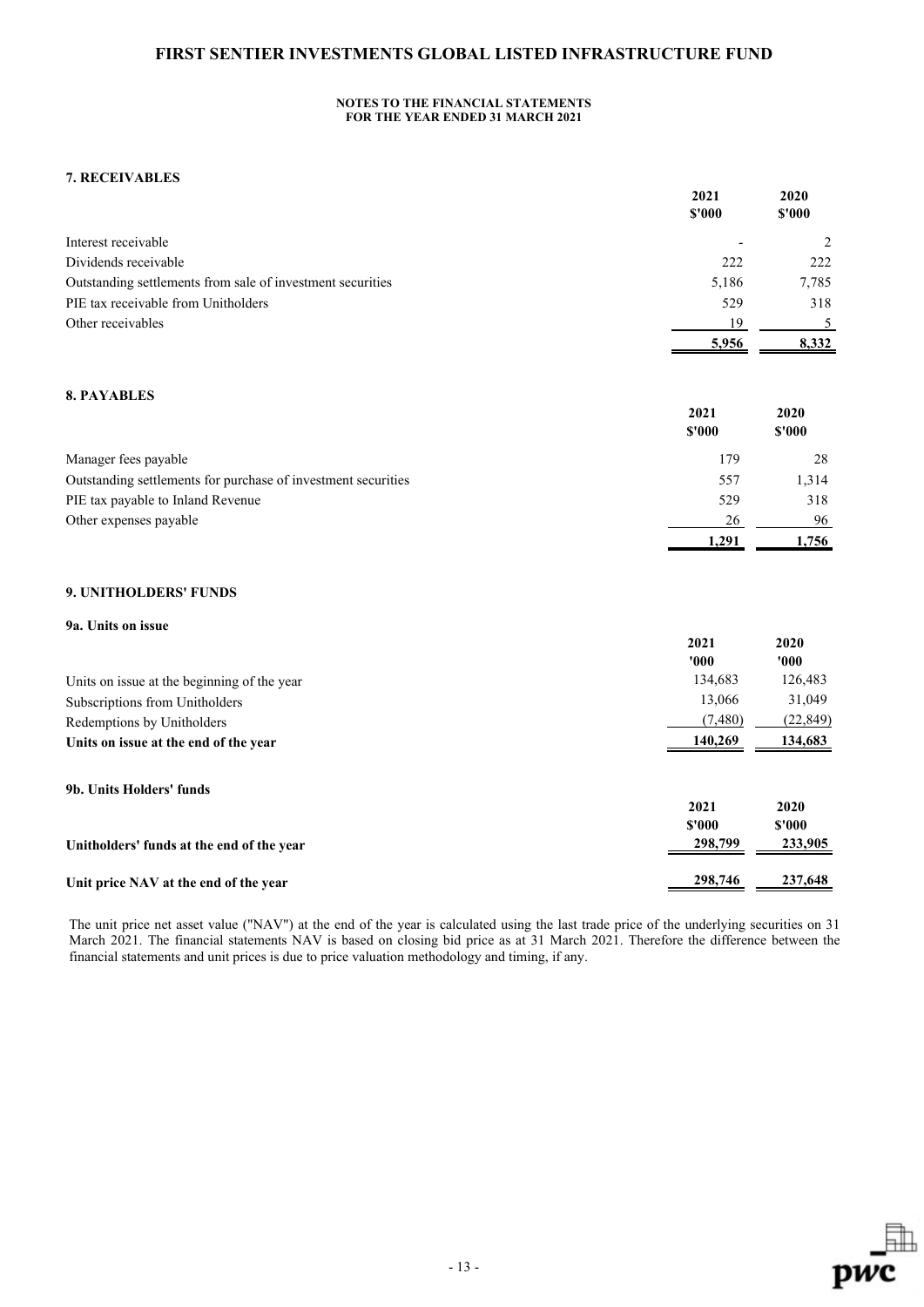# FIRST SENTIER INVESTMENTS GLOBAL LISTED INFRASTRUCTURE FUND

**NOTES TO THE FINANCIAL STATEMENTS**
**FOR THE YEAR ENDED 31 MARCH 2021**

## 7. RECEIVABLES

| | 2021<br>$'000 | 2020<br>$'000 |
|---|---|---|
| Interest receivable | - | 2 |
| Dividends receivable | 222 | 222 |
| Outstanding settlements from sale of investment securities | 5,186 | 7,785 |
| PIE tax receivable from Unitholders | 529 | 318 |
| Other receivables | 19 | 5 |
| | **5,956** | **8,332** |

## 8. PAYABLES

| | 2021<br>$'000 | 2020<br>$'000 |
|---|---|---|
| Manager fees payable | 179 | 28 |
| Outstanding settlements for purchase of investment securities | 557 | 1,314 |
| PIE tax payable to Inland Revenue | 529 | 318 |
| Other expenses payable | 26 | 96 |
| | **1,291** | **1,756** |

## 9. UNITHOLDERS' FUNDS

### 9a. Units on issue

| | 2021<br>'000 | 2020<br>'000 |
|---|---|---|
| Units on issue at the beginning of the year | 134,683 | 126,483 |
| Subscriptions from Unitholders | 13,066 | 31,049 |
| Redemptions by Unitholders | (7,480) | (22,849) |
| **Units on issue at the end of the year** | **140,269** | **134,683** |

### 9b. Units Holders' funds

| | 2021<br>$'000 | 2020<br>$'000 |
|---|---|---|
| **Unitholders' funds at the end of the year** | **298,799** | **233,905** |
| **Unit price NAV at the end of the year** | **298,746** | **237,648** |

The unit price net asset value ("NAV") at the end of the year is calculated using the last trade price of the underlying securities on 31 March 2021. The financial statements NAV is based on closing bid price as at 31 March 2021. Therefore the difference between the financial statements and unit prices is due to price valuation methodology and timing, if any.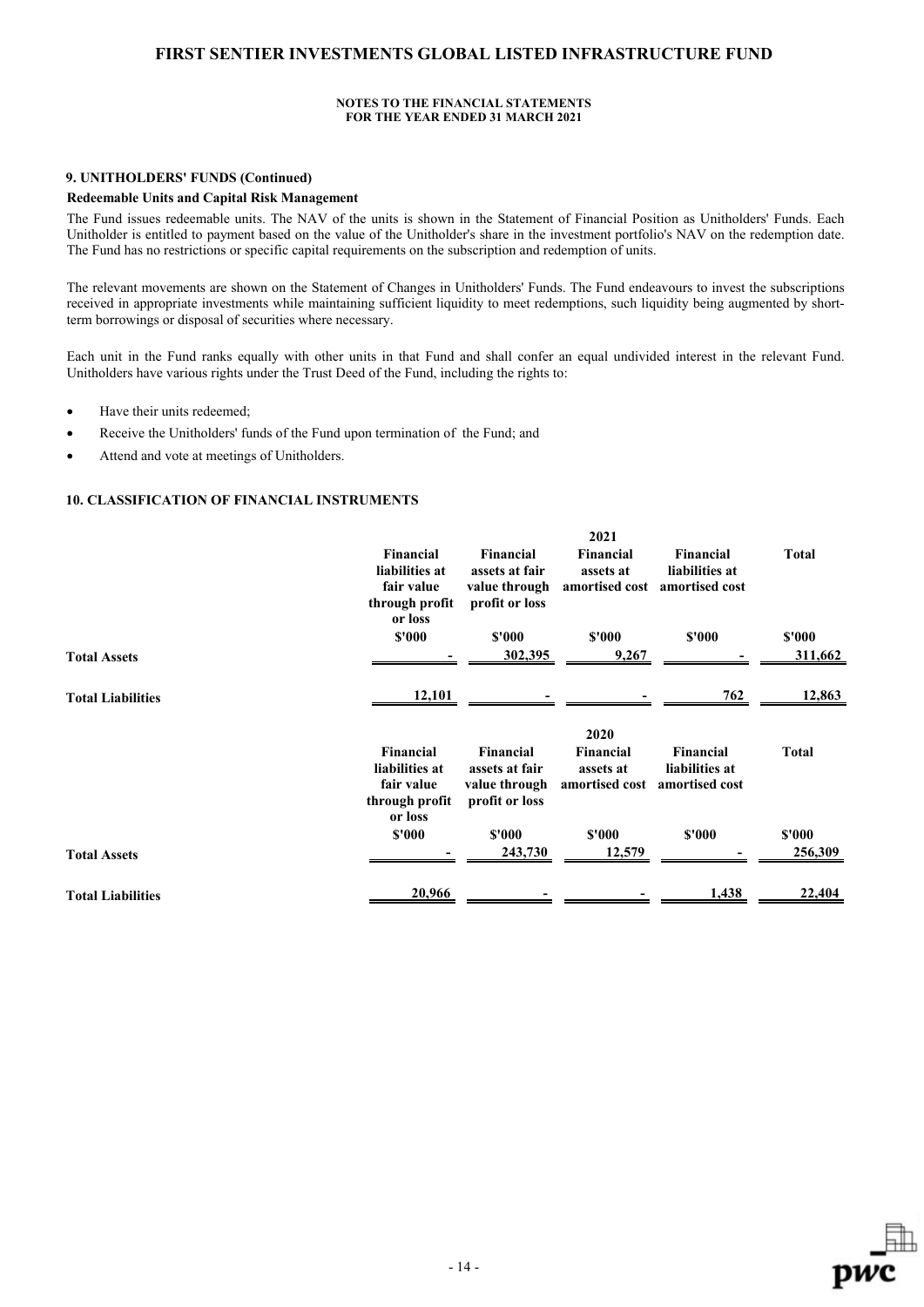**NOTES TO THE FINANCIAL STATEMENTS**
**FOR THE YEAR ENDED 31 MARCH 2021**

### 9. UNITHOLDERS' FUNDS (Continued)

**Redeemable Units and Capital Risk Management**

The Fund issues redeemable units. The NAV of the units is shown in the Statement of Financial Position as Unitholders' Funds. Each Unitholder is entitled to payment based on the value of the Unitholder's share in the investment portfolio's NAV on the redemption date. The Fund has no restrictions or specific capital requirements on the subscription and redemption of units.

The relevant movements are shown on the Statement of Changes in Unitholders' Funds. The Fund endeavours to invest the subscriptions received in appropriate investments while maintaining sufficient liquidity to meet redemptions, such liquidity being augmented by short-term borrowings or disposal of securities where necessary.

Each unit in the Fund ranks equally with other units in that Fund and shall confer an equal undivided interest in the relevant Fund. Unitholders have various rights under the Trust Deed of the Fund, including the rights to:

- Have their units redeemed;
- Receive the Unitholders' funds of the Fund upon termination of the Fund; and
- Attend and vote at meetings of Unitholders.

### 10. CLASSIFICATION OF FINANCIAL INSTRUMENTS

| | | | 2021 | | |
|---|---|---|---|---|---|
| | Financial liabilities at fair value through profit or loss | Financial assets at fair value through profit or loss | Financial assets at amortised cost | Financial liabilities at amortised cost | Total |
| | $'000 | $'000 | $'000 | $'000 | $'000 |
| Total Assets | - | 302,395 | 9,267 | - | 311,662 |
| Total Liabilities | 12,101 | - | - | 762 | 12,863 |

| | | | 2020 | | |
|---|---|---|---|---|---|
| | Financial liabilities at fair value through profit or loss | Financial assets at fair value through profit or loss | Financial assets at amortised cost | Financial liabilities at amortised cost | Total |
| | $'000 | $'000 | $'000 | $'000 | $'000 |
| Total Assets | - | 243,730 | 12,579 | - | 256,309 |
| Total Liabilities | 20,966 | - | - | 1,438 | 22,404 |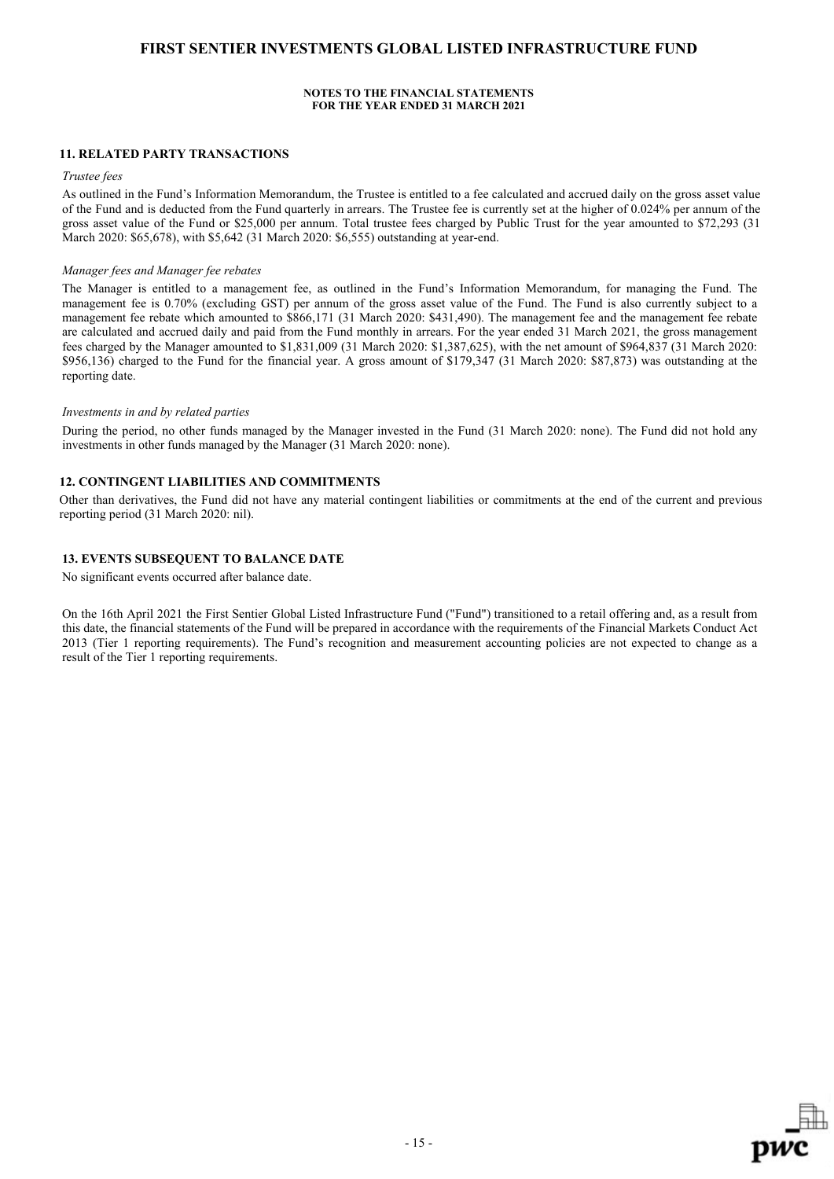**NOTES TO THE FINANCIAL STATEMENTS**
**FOR THE YEAR ENDED 31 MARCH 2021**

## 11. RELATED PARTY TRANSACTIONS

*Trustee fees*

As outlined in the Fund's Information Memorandum, the Trustee is entitled to a fee calculated and accrued daily on the gross asset value of the Fund and is deducted from the Fund quarterly in arrears. The Trustee fee is currently set at the higher of 0.024% per annum of the gross asset value of the Fund or $25,000 per annum. Total trustee fees charged by Public Trust for the year amounted to $72,293 (31 March 2020: $65,678), with $5,642 (31 March 2020: $6,555) outstanding at year-end.

*Manager fees and Manager fee rebates*

The Manager is entitled to a management fee, as outlined in the Fund's Information Memorandum, for managing the Fund. The management fee is 0.70% (excluding GST) per annum of the gross asset value of the Fund. The Fund is also currently subject to a management fee rebate which amounted to $866,171 (31 March 2020: $431,490). The management fee and the management fee rebate are calculated and accrued daily and paid from the Fund monthly in arrears. For the year ended 31 March 2021, the gross management fees charged by the Manager amounted to $1,831,009 (31 March 2020: $1,387,625), with the net amount of $964,837 (31 March 2020: $956,136) charged to the Fund for the financial year. A gross amount of $179,347 (31 March 2020: $87,873) was outstanding at the reporting date.

*Investments in and by related parties*

During the period, no other funds managed by the Manager invested in the Fund (31 March 2020: none). The Fund did not hold any investments in other funds managed by the Manager (31 March 2020: none).

## 12. CONTINGENT LIABILITIES AND COMMITMENTS

Other than derivatives, the Fund did not have any material contingent liabilities or commitments at the end of the current and previous reporting period (31 March 2020: nil).

## 13. EVENTS SUBSEQUENT TO BALANCE DATE

No significant events occurred after balance date.

On the 16th April 2021 the First Sentier Global Listed Infrastructure Fund ("Fund") transitioned to a retail offering and, as a result from this date, the financial statements of the Fund will be prepared in accordance with the requirements of the Financial Markets Conduct Act 2013 (Tier 1 reporting requirements). The Fund's recognition and measurement accounting policies are not expected to change as a result of the Tier 1 reporting requirements.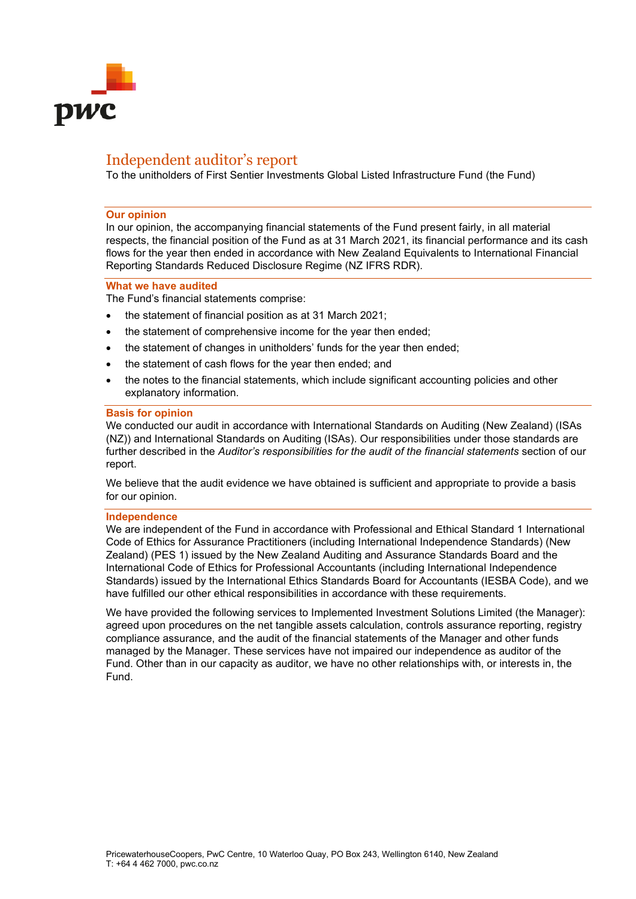# Independent auditor's report

To the unitholders of First Sentier Investments Global Listed Infrastructure Fund (the Fund)

## Our opinion

In our opinion, the accompanying financial statements of the Fund present fairly, in all material respects, the financial position of the Fund as at 31 March 2021, its financial performance and its cash flows for the year then ended in accordance with New Zealand Equivalents to International Financial Reporting Standards Reduced Disclosure Regime (NZ IFRS RDR).

## What we have audited

The Fund's financial statements comprise:

- the statement of financial position as at 31 March 2021;
- the statement of comprehensive income for the year then ended;
- the statement of changes in unitholders' funds for the year then ended;
- the statement of cash flows for the year then ended; and
- the notes to the financial statements, which include significant accounting policies and other explanatory information.

## Basis for opinion

We conducted our audit in accordance with International Standards on Auditing (New Zealand) (ISAs (NZ)) and International Standards on Auditing (ISAs). Our responsibilities under those standards are further described in the *Auditor's responsibilities for the audit of the financial statements* section of our report.

We believe that the audit evidence we have obtained is sufficient and appropriate to provide a basis for our opinion.

## Independence

We are independent of the Fund in accordance with Professional and Ethical Standard 1 International Code of Ethics for Assurance Practitioners (including International Independence Standards) (New Zealand) (PES 1) issued by the New Zealand Auditing and Assurance Standards Board and the International Code of Ethics for Professional Accountants (including International Independence Standards) issued by the International Ethics Standards Board for Accountants (IESBA Code), and we have fulfilled our other ethical responsibilities in accordance with these requirements.

We have provided the following services to Implemented Investment Solutions Limited (the Manager): agreed upon procedures on the net tangible assets calculation, controls assurance reporting, registry compliance assurance, and the audit of the financial statements of the Manager and other funds managed by the Manager. These services have not impaired our independence as auditor of the Fund. Other than in our capacity as auditor, we have no other relationships with, or interests in, the Fund.

PricewaterhouseCoopers, PwC Centre, 10 Waterloo Quay, PO Box 243, Wellington 6140, New Zealand
T: +64 4 462 7000, pwc.co.nz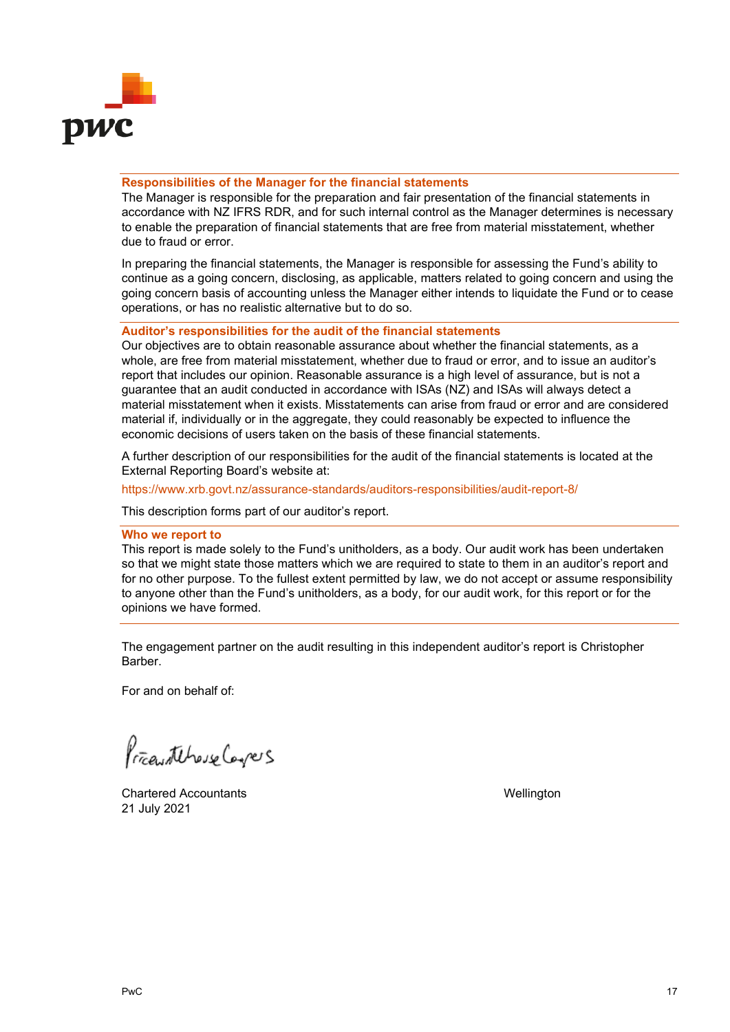### Responsibilities of the Manager for the financial statements

The Manager is responsible for the preparation and fair presentation of the financial statements in accordance with NZ IFRS RDR, and for such internal control as the Manager determines is necessary to enable the preparation of financial statements that are free from material misstatement, whether due to fraud or error.

In preparing the financial statements, the Manager is responsible for assessing the Fund's ability to continue as a going concern, disclosing, as applicable, matters related to going concern and using the going concern basis of accounting unless the Manager either intends to liquidate the Fund or to cease operations, or has no realistic alternative but to do so.

### Auditor's responsibilities for the audit of the financial statements

Our objectives are to obtain reasonable assurance about whether the financial statements, as a whole, are free from material misstatement, whether due to fraud or error, and to issue an auditor's report that includes our opinion. Reasonable assurance is a high level of assurance, but is not a guarantee that an audit conducted in accordance with ISAs (NZ) and ISAs will always detect a material misstatement when it exists. Misstatements can arise from fraud or error and are considered material if, individually or in the aggregate, they could reasonably be expected to influence the economic decisions of users taken on the basis of these financial statements.

A further description of our responsibilities for the audit of the financial statements is located at the External Reporting Board's website at:

https://www.xrb.govt.nz/assurance-standards/auditors-responsibilities/audit-report-8/

This description forms part of our auditor's report.

### Who we report to

This report is made solely to the Fund's unitholders, as a body. Our audit work has been undertaken so that we might state those matters which we are required to state to them in an auditor's report and for no other purpose. To the fullest extent permitted by law, we do not accept or assume responsibility to anyone other than the Fund's unitholders, as a body, for our audit work, for this report or for the opinions we have formed.

The engagement partner on the audit resulting in this independent auditor's report is Christopher Barber.

For and on behalf of:

PricewaterhouseCoopers

Chartered Accountants
21 July 2021

Wellington